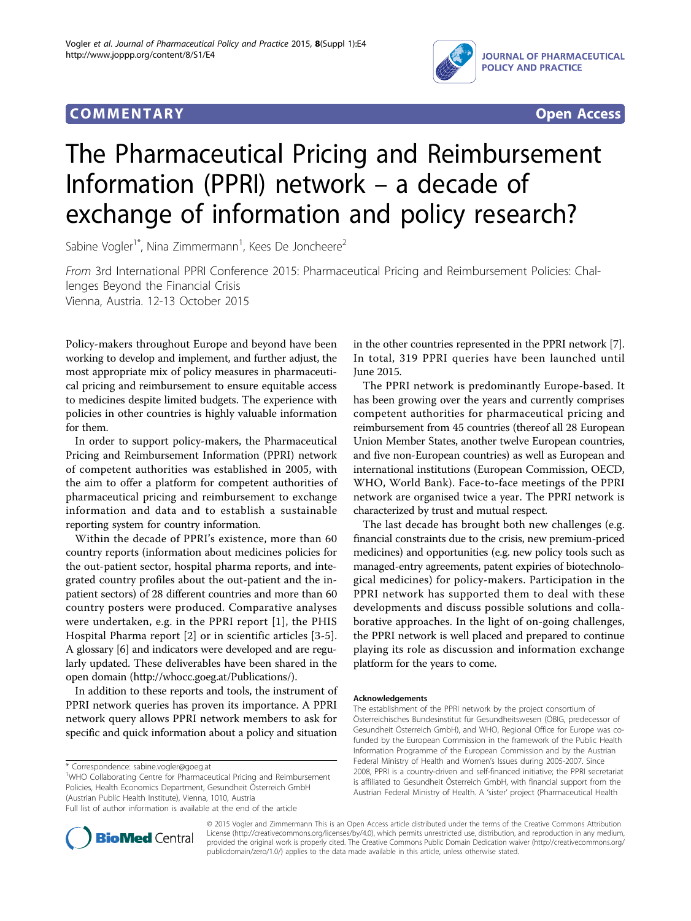COMMENTARY Open Access

# The Pharmaceutical Pricing and Reimbursement Information (PPRI) network – a decade of exchange of information and policy research?

Sabine Vogler[1*], Nina Zimmermann[1], Kees De Joncheere[2]

*From* 3rd International PPRI Conference 2015: Pharmaceutical Pricing and Reimbursement Policies: Challenges Beyond the Financial Crisis
Vienna, Austria. 12-13 October 2015

Policy-makers throughout Europe and beyond have been working to develop and implement, and further adjust, the most appropriate mix of policy measures in pharmaceutical pricing and reimbursement to ensure equitable access to medicines despite limited budgets. The experience with policies in other countries is highly valuable information for them.

In order to support policy-makers, the Pharmaceutical Pricing and Reimbursement Information (PPRI) network of competent authorities was established in 2005, with the aim to offer a platform for competent authorities of pharmaceutical pricing and reimbursement to exchange information and data and to establish a sustainable reporting system for country information.

Within the decade of PPRI's existence, more than 60 country reports (information about medicines policies for the out-patient sector, hospital pharma reports, and integrated country profiles about the out-patient and the in-patient sectors) of 28 different countries and more than 60 country posters were produced. Comparative analyses were undertaken, e.g. in the PPRI report [1], the PHIS Hospital Pharma report [2] or in scientific articles [3-5]. A glossary [6] and indicators were developed and are regularly updated. These deliverables have been shared in the open domain (http://whocc.goeg.at/Publications/).

In addition to these reports and tools, the instrument of PPRI network queries has proven its importance. A PPRI network query allows PPRI network members to ask for specific and quick information about a policy and situation in the other countries represented in the PPRI network [7]. In total, 319 PPRI queries have been launched until June 2015.

The PPRI network is predominantly Europe-based. It has been growing over the years and currently comprises competent authorities for pharmaceutical pricing and reimbursement from 45 countries (thereof all 28 European Union Member States, another twelve European countries, and five non-European countries) as well as European and international institutions (European Commission, OECD, WHO, World Bank). Face-to-face meetings of the PPRI network are organised twice a year. The PPRI network is characterized by trust and mutual respect.

The last decade has brought both new challenges (e.g. financial constraints due to the crisis, new premium-priced medicines) and opportunities (e.g. new policy tools such as managed-entry agreements, patent expiries of biotechnological medicines) for policy-makers. Participation in the PPRI network has supported them to deal with these developments and discuss possible solutions and collaborative approaches. In the light of on-going challenges, the PPRI network is well placed and prepared to continue playing its role as discussion and information exchange platform for the years to come.

#### Acknowledgements

The establishment of the PPRI network by the project consortium of Österreichisches Bundesinstitut für Gesundheitswesen (ÖBIG, predecessor of Gesundheit Österreich GmbH), and WHO, Regional Office for Europe was co-funded by the European Commission in the framework of the Public Health Information Programme of the European Commission and by the Austrian Federal Ministry of Health and Women's Issues during 2005-2007. Since 2008, PPRI is a country-driven and self-financed initiative; the PPRI secretariat is affiliated to Gesundheit Österreich GmbH, with financial support from the Austrian Federal Ministry of Health. A 'sister' project (Pharmaceutical Health

\* Correspondence: sabine.vogler@goeg.at
[1]WHO Collaborating Centre for Pharmaceutical Pricing and Reimbursement Policies, Health Economics Department, Gesundheit Österreich GmbH (Austrian Public Health Institute), Vienna, 1010, Austria
Full list of author information is available at the end of the article

© 2015 Vogler and Zimmermann This is an Open Access article distributed under the terms of the Creative Commons Attribution License (http://creativecommons.org/licenses/by/4.0), which permits unrestricted use, distribution, and reproduction in any medium, provided the original work is properly cited. The Creative Commons Public Domain Dedication waiver (http://creativecommons.org/publicdomain/zero/1.0/) applies to the data made available in this article, unless otherwise stated.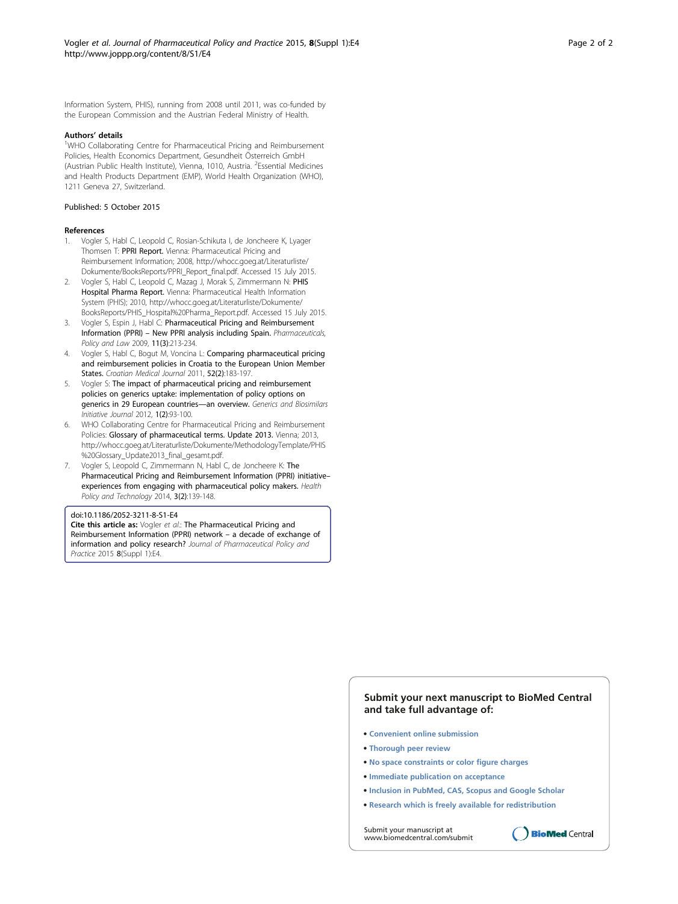Information System, PHIS), running from 2008 until 2011, was co-funded by the European Commission and the Austrian Federal Ministry of Health.

#### Authors' details

[1]WHO Collaborating Centre for Pharmaceutical Pricing and Reimbursement Policies, Health Economics Department, Gesundheit Österreich GmbH (Austrian Public Health Institute), Vienna, 1010, Austria. [2]Essential Medicines and Health Products Department (EMP), World Health Organization (WHO), 1211 Geneva 27, Switzerland.

Published: 5 October 2015

#### References

1. Vogler S, Habl C, Leopold C, Rosian-Schikuta I, de Joncheere K, Lyager Thomsen T: **PPRI Report.** Vienna: Pharmaceutical Pricing and Reimbursement Information; 2008, http://whocc.goeg.at/Literaturliste/Dokumente/BooksReports/PPRI_Report_final.pdf. Accessed 15 July 2015.
2. Vogler S, Habl C, Leopold C, Mazag J, Morak S, Zimmermann N: **PHIS Hospital Pharma Report.** Vienna: Pharmaceutical Health Information System (PHIS); 2010, http://whocc.goeg.at/Literaturliste/Dokumente/BooksReports/PHIS_Hospital%20Pharma_Report.pdf. Accessed 15 July 2015.
3. Vogler S, Espin J, Habl C: **Pharmaceutical Pricing and Reimbursement Information (PPRI) – New PPRI analysis including Spain.** *Pharmaceuticals, Policy and Law* 2009, **11(3)**:213-234.
4. Vogler S, Habl C, Bogut M, Voncina L: **Comparing pharmaceutical pricing and reimbursement policies in Croatia to the European Union Member States.** *Croatian Medical Journal* 2011, **52(2)**:183-197.
5. Vogler S: **The impact of pharmaceutical pricing and reimbursement policies on generics uptake: implementation of policy options on generics in 29 European countries—an overview.** *Generics and Biosimilars Initiative Journal* 2012, **1(2)**:93-100.
6. WHO Collaborating Centre for Pharmaceutical Pricing and Reimbursement Policies: **Glossary of pharmaceutical terms. Update 2013.** Vienna; 2013, http://whocc.goeg.at/Literaturliste/Dokumente/MethodologyTemplate/PHIS%20Glossary_Update2013_final_gesamt.pdf.
7. Vogler S, Leopold C, Zimmermann N, Habl C, de Joncheere K: **The Pharmaceutical Pricing and Reimbursement Information (PPRI) initiative–experiences from engaging with pharmaceutical policy makers.** *Health Policy and Technology* 2014, **3(2)**:139-148.

doi:10.1186/2052-3211-8-S1-E4
**Cite this article as:** Vogler *et al.*: The Pharmaceutical Pricing and Reimbursement Information (PPRI) network – a decade of exchange of information and policy research? *Journal of Pharmaceutical Policy and Practice* 2015 **8**(Suppl 1):E4.